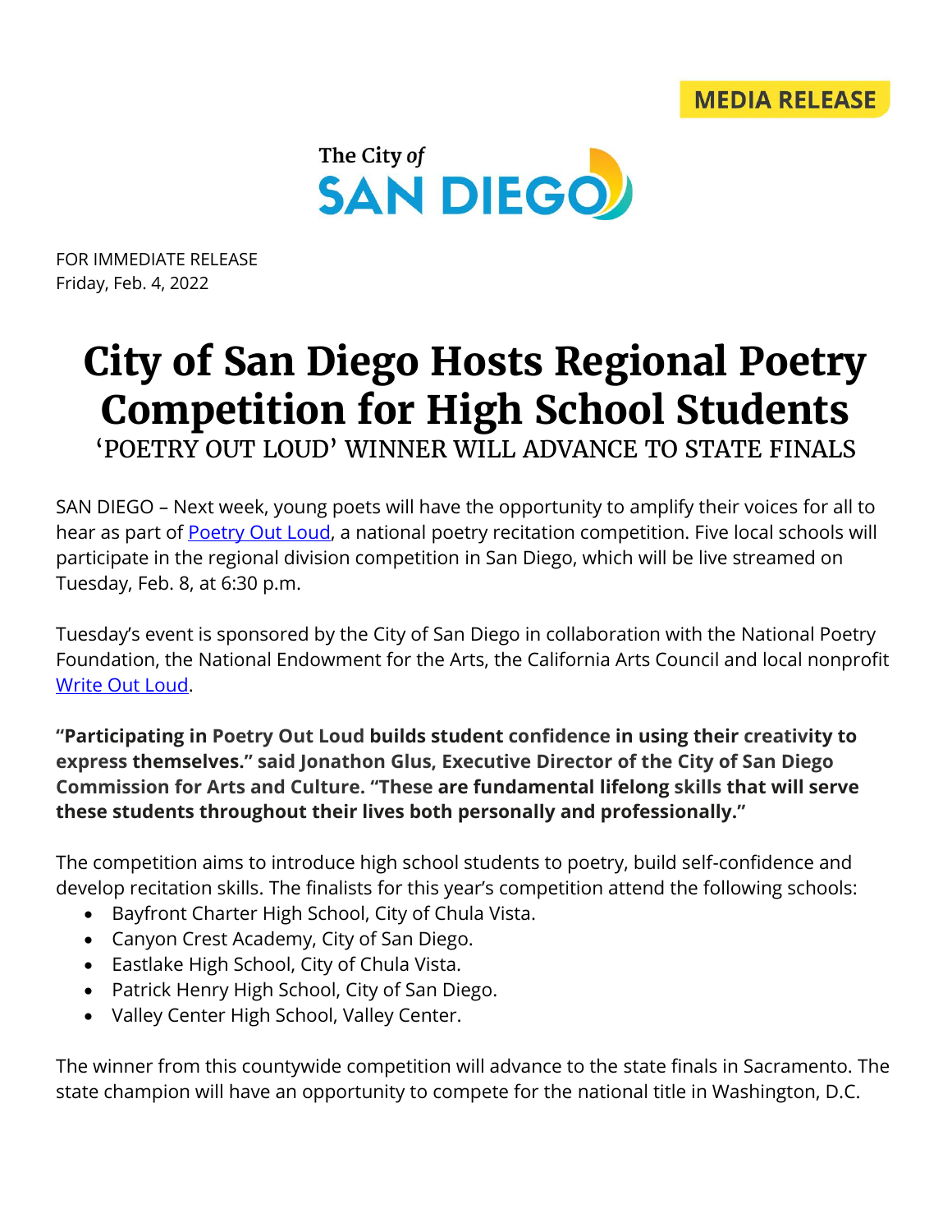MEDIA RELEASE

The City of SAN DIEGO

FOR IMMEDIATE RELEASE
Friday, Feb. 4, 2022

# City of San Diego Hosts Regional Poetry Competition for High School Students

## 'POETRY OUT LOUD' WINNER WILL ADVANCE TO STATE FINALS

SAN DIEGO – Next week, young poets will have the opportunity to amplify their voices for all to hear as part of Poetry Out Loud, a national poetry recitation competition. Five local schools will participate in the regional division competition in San Diego, which will be live streamed on Tuesday, Feb. 8, at 6:30 p.m.

Tuesday's event is sponsored by the City of San Diego in collaboration with the National Poetry Foundation, the National Endowment for the Arts, the California Arts Council and local nonprofit Write Out Loud.

**"Participating in Poetry Out Loud builds student confidence in using their creativity to express themselves." said Jonathon Glus, Executive Director of the City of San Diego Commission for Arts and Culture. "These are fundamental lifelong skills that will serve these students throughout their lives both personally and professionally."**

The competition aims to introduce high school students to poetry, build self-confidence and develop recitation skills. The finalists for this year's competition attend the following schools:

- Bayfront Charter High School, City of Chula Vista.
- Canyon Crest Academy, City of San Diego.
- Eastlake High School, City of Chula Vista.
- Patrick Henry High School, City of San Diego.
- Valley Center High School, Valley Center.

The winner from this countywide competition will advance to the state finals in Sacramento. The state champion will have an opportunity to compete for the national title in Washington, D.C.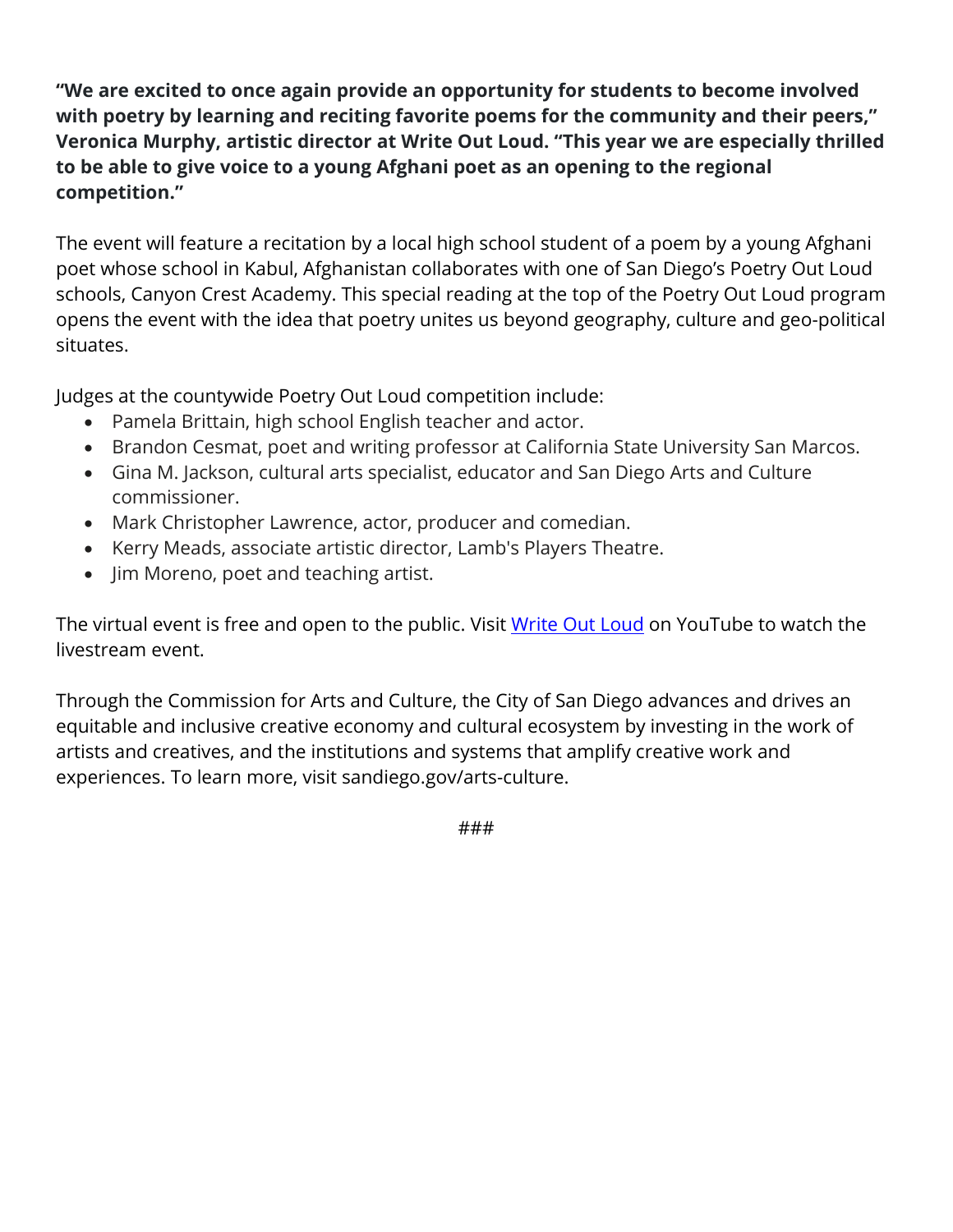**"We are excited to once again provide an opportunity for students to become involved with poetry by learning and reciting favorite poems for the community and their peers," Veronica Murphy, artistic director at Write Out Loud. "This year we are especially thrilled to be able to give voice to a young Afghani poet as an opening to the regional competition."**

The event will feature a recitation by a local high school student of a poem by a young Afghani poet whose school in Kabul, Afghanistan collaborates with one of San Diego's Poetry Out Loud schools, Canyon Crest Academy. This special reading at the top of the Poetry Out Loud program opens the event with the idea that poetry unites us beyond geography, culture and geo-political situates.

Judges at the countywide Poetry Out Loud competition include:

- Pamela Brittain, high school English teacher and actor.
- Brandon Cesmat, poet and writing professor at California State University San Marcos.
- Gina M. Jackson, cultural arts specialist, educator and San Diego Arts and Culture commissioner.
- Mark Christopher Lawrence, actor, producer and comedian.
- Kerry Meads, associate artistic director, Lamb's Players Theatre.
- Jim Moreno, poet and teaching artist.

The virtual event is free and open to the public. Visit [Write Out Loud] on YouTube to watch the livestream event.

Through the Commission for Arts and Culture, the City of San Diego advances and drives an equitable and inclusive creative economy and cultural ecosystem by investing in the work of artists and creatives, and the institutions and systems that amplify creative work and experiences. To learn more, visit sandiego.gov/arts-culture.

###